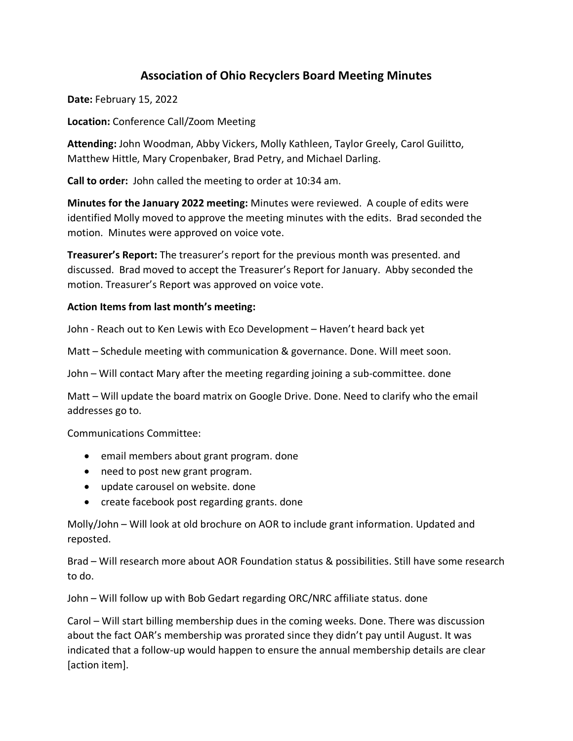# Association of Ohio Recyclers Board Meeting Minutes

**Date:** February 15, 2022

**Location:** Conference Call/Zoom Meeting

**Attending:** John Woodman, Abby Vickers, Molly Kathleen, Taylor Greely, Carol Guilitto, Matthew Hittle, Mary Cropenbaker, Brad Petry, and Michael Darling.

**Call to order:** John called the meeting to order at 10:34 am.

**Minutes for the January 2022 meeting:** Minutes were reviewed. A couple of edits were identified Molly moved to approve the meeting minutes with the edits. Brad seconded the motion. Minutes were approved on voice vote.

**Treasurer's Report:** The treasurer's report for the previous month was presented. and discussed. Brad moved to accept the Treasurer's Report for January. Abby seconded the motion. Treasurer's Report was approved on voice vote.

**Action Items from last month's meeting:**

John - Reach out to Ken Lewis with Eco Development – Haven't heard back yet

Matt – Schedule meeting with communication & governance. Done. Will meet soon.

John – Will contact Mary after the meeting regarding joining a sub-committee. done

Matt – Will update the board matrix on Google Drive. Done. Need to clarify who the email addresses go to.

Communications Committee:

- email members about grant program. done
- need to post new grant program.
- update carousel on website. done
- create facebook post regarding grants. done

Molly/John – Will look at old brochure on AOR to include grant information. Updated and reposted.

Brad – Will research more about AOR Foundation status & possibilities. Still have some research to do.

John – Will follow up with Bob Gedart regarding ORC/NRC affiliate status. done

Carol – Will start billing membership dues in the coming weeks. Done. There was discussion about the fact OAR's membership was prorated since they didn't pay until August. It was indicated that a follow-up would happen to ensure the annual membership details are clear [action item].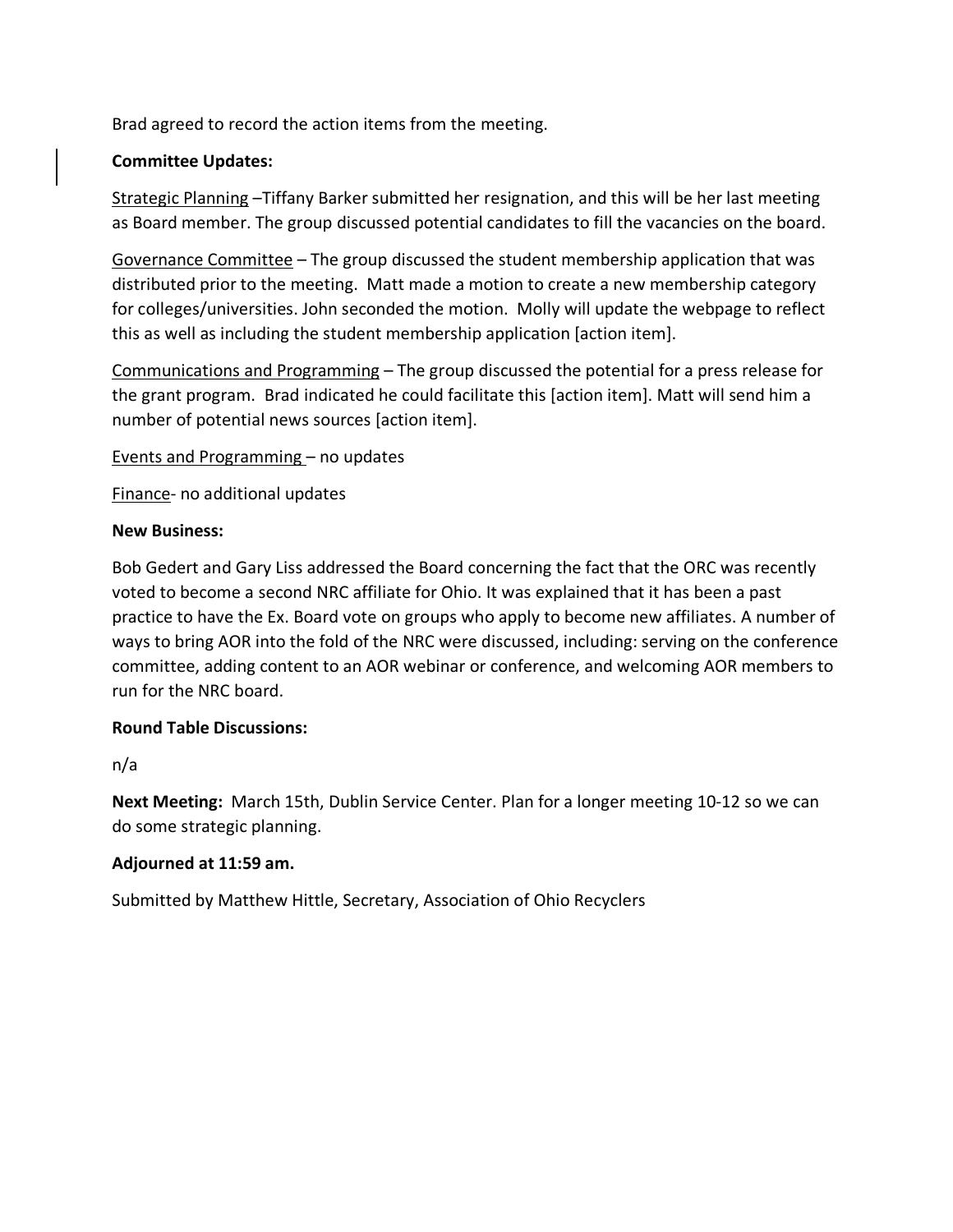Brad agreed to record the action items from the meeting.

**Committee Updates:**

Strategic Planning –Tiffany Barker submitted her resignation, and this will be her last meeting as Board member. The group discussed potential candidates to fill the vacancies on the board.

Governance Committee – The group discussed the student membership application that was distributed prior to the meeting. Matt made a motion to create a new membership category for colleges/universities. John seconded the motion. Molly will update the webpage to reflect this as well as including the student membership application [action item].

Communications and Programming – The group discussed the potential for a press release for the grant program. Brad indicated he could facilitate this [action item]. Matt will send him a number of potential news sources [action item].

Events and Programming – no updates

Finance- no additional updates

**New Business:**

Bob Gedert and Gary Liss addressed the Board concerning the fact that the ORC was recently voted to become a second NRC affiliate for Ohio. It was explained that it has been a past practice to have the Ex. Board vote on groups who apply to become new affiliates. A number of ways to bring AOR into the fold of the NRC were discussed, including: serving on the conference committee, adding content to an AOR webinar or conference, and welcoming AOR members to run for the NRC board.

**Round Table Discussions:**

n/a

**Next Meeting:** March 15th, Dublin Service Center. Plan for a longer meeting 10-12 so we can do some strategic planning.

**Adjourned at 11:59 am.**

Submitted by Matthew Hittle, Secretary, Association of Ohio Recyclers